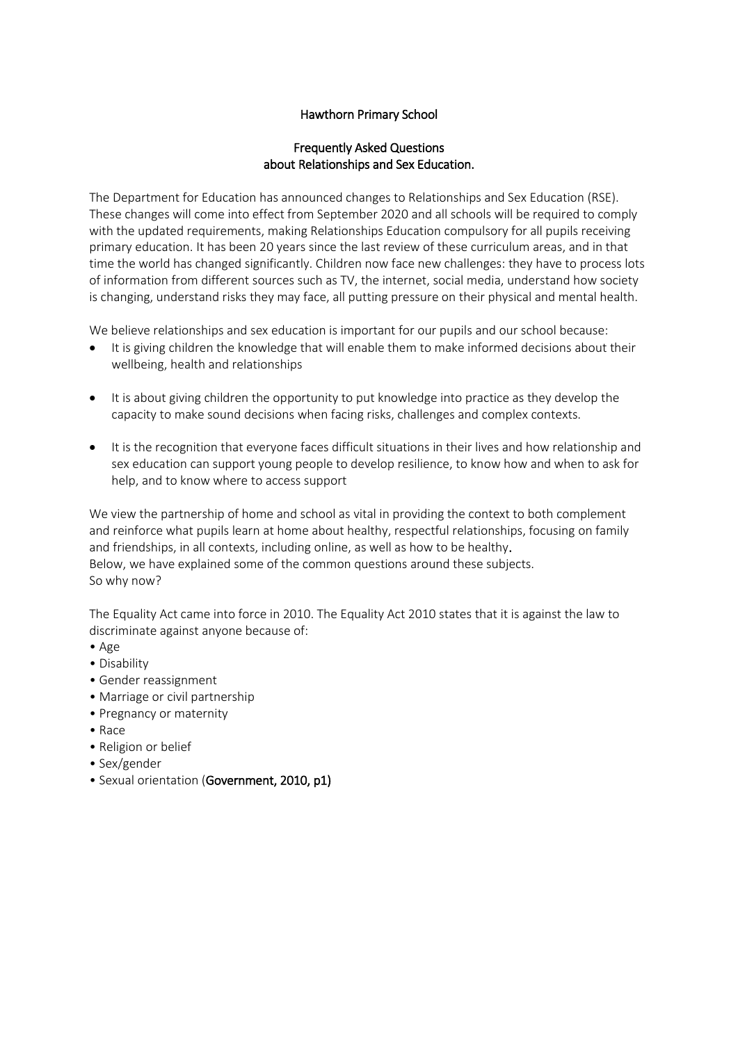# Hawthorn Primary School

## Frequently Asked Questions about Relationships and Sex Education.

The Department for Education has announced changes to Relationships and Sex Education (RSE). These changes will come into effect from September 2020 and all schools will be required to comply with the updated requirements, making Relationships Education compulsory for all pupils receiving primary education. It has been 20 years since the last review of these curriculum areas, and in that time the world has changed significantly. Children now face new challenges: they have to process lots of information from different sources such as TV, the internet, social media, understand how society is changing, understand risks they may face, all putting pressure on their physical and mental health.

We believe relationships and sex education is important for our pupils and our school because:

- It is giving children the knowledge that will enable them to make informed decisions about their wellbeing, health and relationships
- It is about giving children the opportunity to put knowledge into practice as they develop the capacity to make sound decisions when facing risks, challenges and complex contexts.
- It is the recognition that everyone faces difficult situations in their lives and how relationship and sex education can support young people to develop resilience, to know how and when to ask for help, and to know where to access support

We view the partnership of home and school as vital in providing the context to both complement and reinforce what pupils learn at home about healthy, respectful relationships, focusing on family and friendships, in all contexts, including online, as well as how to be healthy.
Below, we have explained some of the common questions around these subjects.
So why now?

The Equality Act came into force in 2010. The Equality Act 2010 states that it is against the law to discriminate against anyone because of:

- Age
- Disability
- Gender reassignment
- Marriage or civil partnership
- Pregnancy or maternity
- Race
- Religion or belief
- Sex/gender
- Sexual orientation (**Government, 2010, p1)**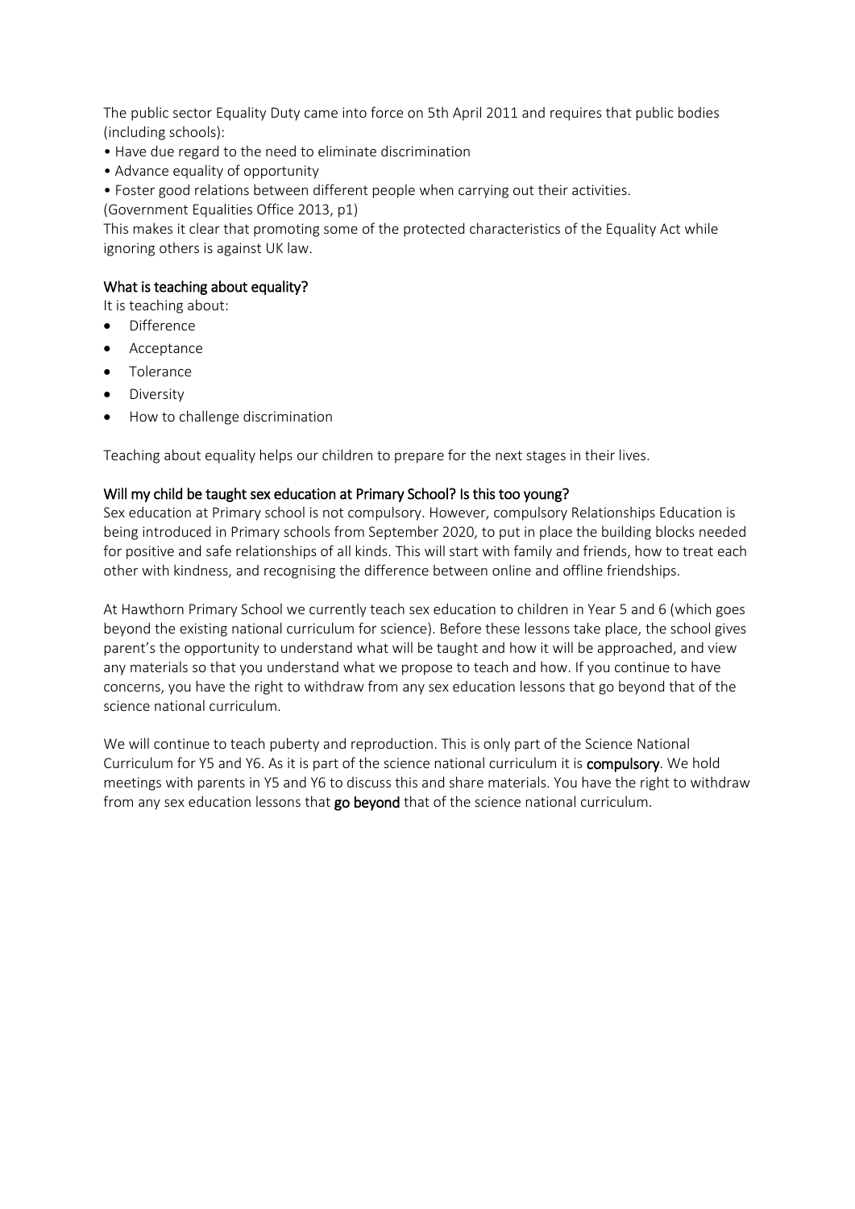The public sector Equality Duty came into force on 5th April 2011 and requires that public bodies (including schools):

- Have due regard to the need to eliminate discrimination
- Advance equality of opportunity
- Foster good relations between different people when carrying out their activities.

(Government Equalities Office 2013, p1)

This makes it clear that promoting some of the protected characteristics of the Equality Act while ignoring others is against UK law.

### What is teaching about equality?

It is teaching about:

- Difference
- Acceptance
- Tolerance
- Diversity
- How to challenge discrimination

Teaching about equality helps our children to prepare for the next stages in their lives.

### Will my child be taught sex education at Primary School? Is this too young?

Sex education at Primary school is not compulsory. However, compulsory Relationships Education is being introduced in Primary schools from September 2020, to put in place the building blocks needed for positive and safe relationships of all kinds. This will start with family and friends, how to treat each other with kindness, and recognising the difference between online and offline friendships.

At Hawthorn Primary School we currently teach sex education to children in Year 5 and 6 (which goes beyond the existing national curriculum for science). Before these lessons take place, the school gives parent's the opportunity to understand what will be taught and how it will be approached, and view any materials so that you understand what we propose to teach and how. If you continue to have concerns, you have the right to withdraw from any sex education lessons that go beyond that of the science national curriculum.

We will continue to teach puberty and reproduction. This is only part of the Science National Curriculum for Y5 and Y6. As it is part of the science national curriculum it is **compulsory**. We hold meetings with parents in Y5 and Y6 to discuss this and share materials. You have the right to withdraw from any sex education lessons that **go beyond** that of the science national curriculum.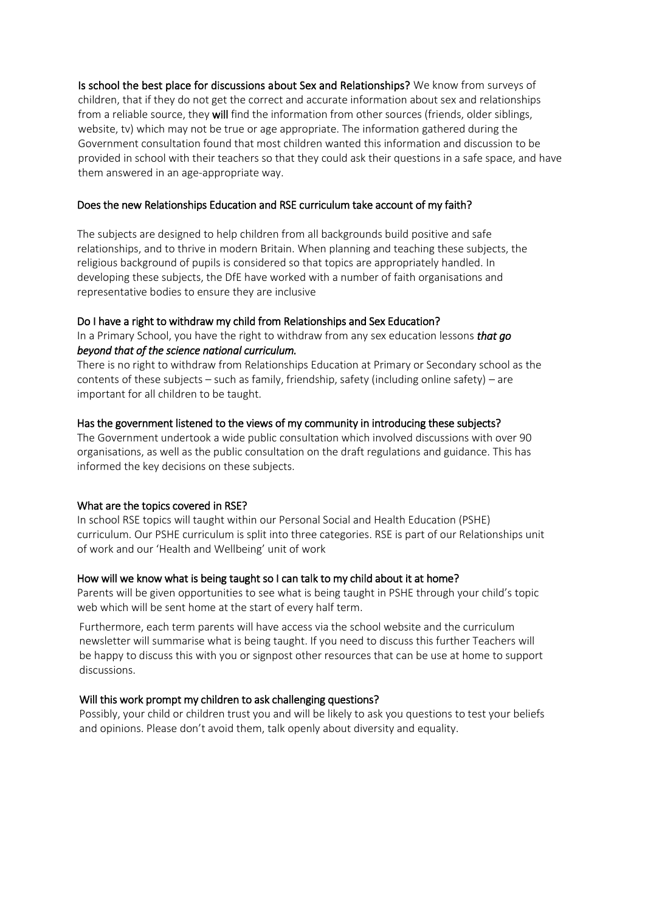**Is school the best place for discussions about Sex and Relationships?** We know from surveys of children, that if they do not get the correct and accurate information about sex and relationships from a reliable source, they **will** find the information from other sources (friends, older siblings, website, tv) which may not be true or age appropriate. The information gathered during the Government consultation found that most children wanted this information and discussion to be provided in school with their teachers so that they could ask their questions in a safe space, and have them answered in an age-appropriate way.

### Does the new Relationships Education and RSE curriculum take account of my faith?

The subjects are designed to help children from all backgrounds build positive and safe relationships, and to thrive in modern Britain. When planning and teaching these subjects, the religious background of pupils is considered so that topics are appropriately handled. In developing these subjects, the DfE have worked with a number of faith organisations and representative bodies to ensure they are inclusive

### Do I have a right to withdraw my child from Relationships and Sex Education?

In a Primary School, you have the right to withdraw from any sex education lessons ***that go beyond that of the science national curriculum.***

There is no right to withdraw from Relationships Education at Primary or Secondary school as the contents of these subjects – such as family, friendship, safety (including online safety) – are important for all children to be taught.

### Has the government listened to the views of my community in introducing these subjects?

The Government undertook a wide public consultation which involved discussions with over 90 organisations, as well as the public consultation on the draft regulations and guidance. This has informed the key decisions on these subjects.

### What are the topics covered in RSE?

In school RSE topics will taught within our Personal Social and Health Education (PSHE) curriculum. Our PSHE curriculum is split into three categories. RSE is part of our Relationships unit of work and our 'Health and Wellbeing' unit of work

### How will we know what is being taught so I can talk to my child about it at home?

Parents will be given opportunities to see what is being taught in PSHE through your child's topic web which will be sent home at the start of every half term.

Furthermore, each term parents will have access via the school website and the curriculum newsletter will summarise what is being taught. If you need to discuss this further Teachers will be happy to discuss this with you or signpost other resources that can be use at home to support discussions.

### Will this work prompt my children to ask challenging questions?

Possibly, your child or children trust you and will be likely to ask you questions to test your beliefs and opinions. Please don't avoid them, talk openly about diversity and equality.